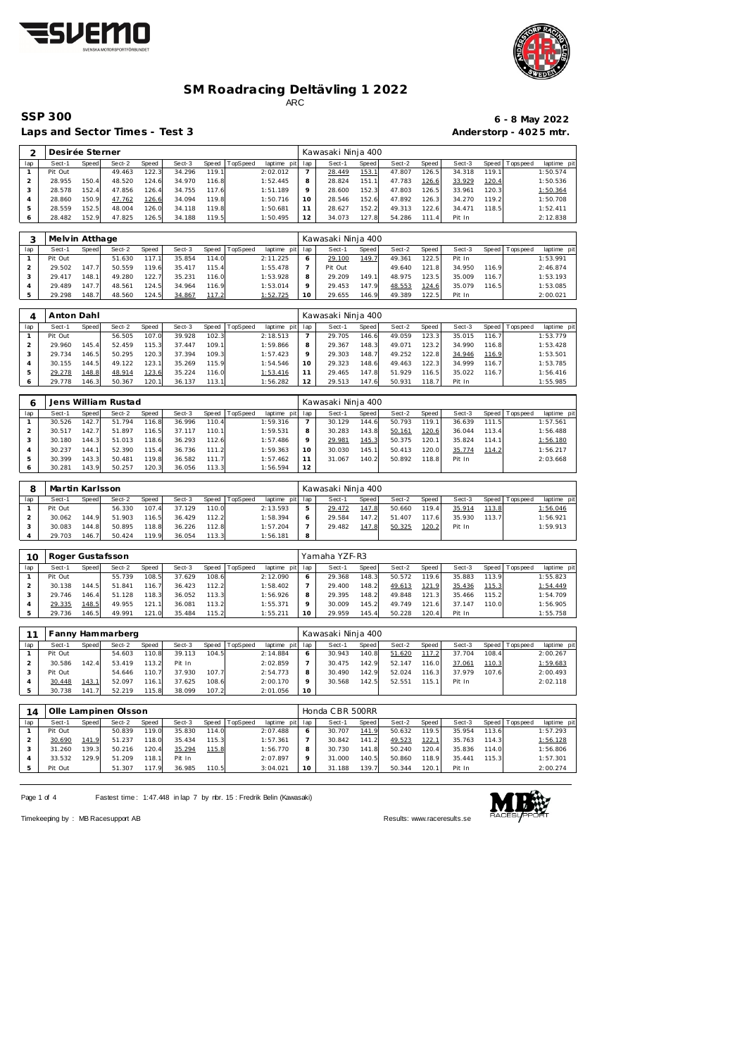# SM Roadracing Deltävling 1 2022

ARC

## SSP 300

**6 - 8 May 2022**

**Laps and Sector Times - Test 3**

**Anderstorp - 4025 mtr.**

| 2 | Desirée Sterner | | | | | | | | Kawasaki Ninja 400 | | | | | | | | |
|---|---|---|---|---|---|---|---|---|---|---|---|---|---|---|---|---|---|
| lap | Sect-1 | Speed | Sect-2 | Speed | Sect-3 | Speed | TopSpeed | laptime pit | lap | Sect-1 | Speed | Sect-2 | Speed | Sect-3 | Speed | Topspeed | laptime pit |
| 1 | Pit Out | | 49.463 | 122.3 | 34.296 | 119.1 | | 2:02.012 | 7 | 28.449 | 153.1 | 47.807 | 126.5 | 34.318 | 119.1 | | 1:50.574 |
| 2 | 28.955 | 150.4 | 48.520 | 124.6 | 34.970 | 116.8 | | 1:52.445 | 8 | 28.824 | 151.1 | 47.783 | 126.6 | 33.929 | 120.4 | | 1:50.536 |
| 3 | 28.578 | 152.4 | 47.856 | 126.4 | 34.755 | 117.6 | | 1:51.189 | 9 | 28.600 | 152.3 | 47.803 | 126.5 | 33.961 | 120.3 | | 1:50.364 |
| 4 | 28.860 | 150.9 | 47.762 | 126.6 | 34.094 | 119.8 | | 1:50.716 | 10 | 28.546 | 152.6 | 47.892 | 126.3 | 34.270 | 119.2 | | 1:50.708 |
| 5 | 28.559 | 152.5 | 48.004 | 126.0 | 34.118 | 119.8 | | 1:50.681 | 11 | 28.627 | 152.2 | 49.313 | 122.6 | 34.471 | 118.5 | | 1:52.411 |
| 6 | 28.482 | 152.9 | 47.825 | 126.5 | 34.188 | 119.5 | | 1:50.495 | 12 | 34.073 | 127.8 | 54.286 | 111.4 | Pit In | | | 2:12.838 |

| 3 | Melvin Atthage | | | | | | | | Kawasaki Ninja 400 | | | | | | | | |
|---|---|---|---|---|---|---|---|---|---|---|---|---|---|---|---|---|---|
| lap | Sect-1 | Speed | Sect-2 | Speed | Sect-3 | Speed | TopSpeed | laptime pit | lap | Sect-1 | Speed | Sect-2 | Speed | Sect-3 | Speed | Topspeed | laptime pit |
| 1 | Pit Out | | 51.630 | 117.1 | 35.854 | 114.0 | | 2:11.225 | 6 | 29.100 | 149.7 | 49.361 | 122.5 | Pit In | | | 1:53.991 |
| 2 | 29.502 | 147.7 | 50.559 | 119.6 | 35.417 | 115.4 | | 1:55.478 | 7 | Pit Out | | 49.640 | 121.8 | 34.950 | 116.9 | | 2:46.874 |
| 3 | 29.417 | 148.1 | 49.280 | 122.7 | 35.231 | 116.0 | | 1:53.928 | 8 | 29.209 | 149.1 | 48.975 | 123.5 | 35.009 | 116.7 | | 1:53.193 |
| 4 | 29.489 | 147.7 | 48.561 | 124.5 | 34.964 | 116.9 | | 1:53.014 | 9 | 29.453 | 147.9 | 48.553 | 124.6 | 35.079 | 116.5 | | 1:53.085 |
| 5 | 29.298 | 148.7 | 48.560 | 124.5 | 34.867 | 117.2 | | 1:52.725 | 10 | 29.655 | 146.9 | 49.389 | 122.5 | Pit In | | | 2:00.021 |

| 4 | Anton Dahl | | | | | | | | Kawasaki Ninja 400 | | | | | | | | |
|---|---|---|---|---|---|---|---|---|---|---|---|---|---|---|---|---|---|
| lap | Sect-1 | Speed | Sect-2 | Speed | Sect-3 | Speed | TopSpeed | laptime pit | lap | Sect-1 | Speed | Sect-2 | Speed | Sect-3 | Speed | Topspeed | laptime pit |
| 1 | Pit Out | | 56.505 | 107.0 | 39.928 | 102.3 | | 2:18.513 | 7 | 29.705 | 146.6 | 49.059 | 123.3 | 35.015 | 116.7 | | 1:53.779 |
| 2 | 29.960 | 145.4 | 52.459 | 115.3 | 37.447 | 109.1 | | 1:59.866 | 8 | 29.367 | 148.3 | 49.071 | 123.2 | 34.990 | 116.8 | | 1:53.428 |
| 3 | 29.734 | 146.5 | 50.295 | 120.3 | 37.394 | 109.3 | | 1:57.423 | 9 | 29.303 | 148.7 | 49.252 | 122.8 | 34.946 | 116.9 | | 1:53.501 |
| 4 | 30.155 | 144.5 | 49.122 | 123.1 | 35.269 | 115.9 | | 1:54.546 | 10 | 29.323 | 148.6 | 49.463 | 122.3 | 34.999 | 116.7 | | 1:53.785 |
| 5 | 29.278 | 148.8 | 48.914 | 123.6 | 35.224 | 116.0 | | 1:53.416 | 11 | 29.465 | 147.8 | 51.929 | 116.5 | 35.022 | 116.7 | | 1:56.416 |
| 6 | 29.778 | 146.3 | 50.367 | 120.1 | 36.137 | 113.1 | | 1:56.282 | 12 | 29.513 | 147.6 | 50.931 | 118.7 | Pit In | | | 1:55.985 |

| 6 | Jens William Rustad | | | | | | | | Kawasaki Ninja 400 | | | | | | | | |
|---|---|---|---|---|---|---|---|---|---|---|---|---|---|---|---|---|---|
| lap | Sect-1 | Speed | Sect-2 | Speed | Sect-3 | Speed | TopSpeed | laptime pit | lap | Sect-1 | Speed | Sect-2 | Speed | Sect-3 | Speed | Topspeed | laptime pit |
| 1 | 30.526 | 142.7 | 51.794 | 116.8 | 36.996 | 110.4 | | 1:59.316 | 7 | 30.129 | 144.6 | 50.793 | 119.1 | 36.639 | 111.5 | | 1:57.561 |
| 2 | 30.517 | 142.7 | 51.897 | 116.5 | 37.117 | 110.1 | | 1:59.531 | 8 | 30.283 | 143.8 | 50.161 | 120.6 | 36.044 | 113.4 | | 1:56.488 |
| 3 | 30.180 | 144.3 | 51.013 | 118.6 | 36.293 | 112.6 | | 1:57.486 | 9 | 29.981 | 145.3 | 50.375 | 120.1 | 35.824 | 114.1 | | 1:56.180 |
| 4 | 30.237 | 144.1 | 52.390 | 115.4 | 36.736 | 111.2 | | 1:59.363 | 10 | 30.030 | 145.1 | 50.413 | 120.0 | 35.774 | 114.2 | | 1:56.217 |
| 5 | 30.399 | 143.3 | 50.481 | 119.8 | 36.582 | 111.7 | | 1:57.462 | 11 | 31.067 | 140.2 | 50.892 | 118.8 | Pit In | | | 2:03.668 |
| 6 | 30.281 | 143.9 | 50.257 | 120.3 | 36.056 | 113.3 | | 1:56.594 | 12 | | | | | | | | |

| 8 | Martin Karlsson | | | | | | | | Kawasaki Ninja 400 | | | | | | | | |
|---|---|---|---|---|---|---|---|---|---|---|---|---|---|---|---|---|---|
| lap | Sect-1 | Speed | Sect-2 | Speed | Sect-3 | Speed | TopSpeed | laptime pit | lap | Sect-1 | Speed | Sect-2 | Speed | Sect-3 | Speed | Topspeed | laptime pit |
| 1 | Pit Out | | 56.330 | 107.4 | 37.129 | 110.0 | | 2:13.593 | 5 | 29.472 | 147.8 | 50.660 | 119.4 | 35.914 | 113.8 | | 1:56.046 |
| 2 | 30.062 | 144.9 | 51.903 | 116.5 | 36.429 | 112.2 | | 1:58.394 | 6 | 29.584 | 147.2 | 51.407 | 117.6 | 35.930 | 113.7 | | 1:56.921 |
| 3 | 30.083 | 144.8 | 50.895 | 118.8 | 36.226 | 112.8 | | 1:57.204 | 7 | 29.482 | 147.8 | 50.325 | 120.2 | Pit In | | | 1:59.913 |
| 4 | 29.703 | 146.7 | 50.424 | 119.9 | 36.054 | 113.3 | | 1:56.181 | 8 | | | | | | | | |

| 10 | Roger Gustafsson | | | | | | | | Yamaha YZF-R3 | | | | | | | | |
|---|---|---|---|---|---|---|---|---|---|---|---|---|---|---|---|---|---|
| lap | Sect-1 | Speed | Sect-2 | Speed | Sect-3 | Speed | TopSpeed | laptime pit | lap | Sect-1 | Speed | Sect-2 | Speed | Sect-3 | Speed | Topspeed | laptime pit |
| 1 | Pit Out | | 55.739 | 108.5 | 37.629 | 108.6 | | 2:12.090 | 6 | 29.368 | 148.3 | 50.572 | 119.6 | 35.883 | 113.9 | | 1:55.823 |
| 2 | 30.138 | 144.5 | 51.841 | 116.7 | 36.423 | 112.2 | | 1:58.402 | 7 | 29.400 | 148.2 | 49.613 | 121.9 | 35.436 | 115.3 | | 1:54.449 |
| 3 | 29.746 | 146.4 | 51.128 | 118.3 | 36.052 | 113.3 | | 1:56.926 | 8 | 29.395 | 148.2 | 49.848 | 121.3 | 35.466 | 115.2 | | 1:54.709 |
| 4 | 29.335 | 148.5 | 49.955 | 121.1 | 36.081 | 113.2 | | 1:55.371 | 9 | 30.009 | 145.2 | 49.749 | 121.6 | 37.147 | 110.0 | | 1:56.905 |
| 5 | 29.736 | 146.5 | 49.991 | 121.0 | 35.484 | 115.2 | | 1:55.211 | 10 | 29.959 | 145.4 | 50.228 | 120.4 | Pit In | | | 1:55.758 |

| 11 | Fanny Hammarberg | | | | | | | | Kawasaki Ninja 400 | | | | | | | | |
|---|---|---|---|---|---|---|---|---|---|---|---|---|---|---|---|---|---|
| lap | Sect-1 | Speed | Sect-2 | Speed | Sect-3 | Speed | TopSpeed | laptime pit | lap | Sect-1 | Speed | Sect-2 | Speed | Sect-3 | Speed | Topspeed | laptime pit |
| 1 | Pit Out | | 54.603 | 110.8 | 39.113 | 104.5 | | 2:14.884 | 6 | 30.943 | 140.8 | 51.620 | 117.2 | 37.704 | 108.4 | | 2:00.267 |
| 2 | 30.586 | 142.4 | 53.419 | 113.2 | Pit In | | | 2:02.859 | 7 | 30.475 | 142.9 | 52.147 | 116.0 | 37.061 | 110.3 | | 1:59.683 |
| 3 | Pit Out | | 54.646 | 110.7 | 37.930 | 107.7 | | 2:54.773 | 8 | 30.490 | 142.9 | 52.024 | 116.3 | 37.979 | 107.6 | | 2:00.493 |
| 4 | 30.448 | 143.1 | 52.097 | 116.1 | 37.625 | 108.6 | | 2:00.170 | 9 | 30.568 | 142.5 | 52.551 | 115.1 | Pit In | | | 2:02.118 |
| 5 | 30.738 | 141.7 | 52.219 | 115.8 | 38.099 | 107.2 | | 2:01.056 | 10 | | | | | | | | |

| 14 | Olle Lampinen Olsson | | | | | | | | Honda CBR 500RR | | | | | | | | |
|---|---|---|---|---|---|---|---|---|---|---|---|---|---|---|---|---|---|
| lap | Sect-1 | Speed | Sect-2 | Speed | Sect-3 | Speed | TopSpeed | laptime pit | lap | Sect-1 | Speed | Sect-2 | Speed | Sect-3 | Speed | Topspeed | laptime pit |
| 1 | Pit Out | | 50.839 | 119.0 | 35.830 | 114.0 | | 2:07.488 | 6 | 30.707 | 141.9 | 50.632 | 119.5 | 35.954 | 113.6 | | 1:57.293 |
| 2 | 30.690 | 141.9 | 51.237 | 118.0 | 35.434 | 115.3 | | 1:57.361 | 7 | 30.842 | 141.2 | 49.523 | 122.1 | 35.763 | 114.3 | | 1:56.128 |
| 3 | 31.260 | 139.3 | 50.216 | 120.4 | 35.294 | 115.8 | | 1:56.770 | 8 | 30.730 | 141.8 | 50.240 | 120.4 | 35.836 | 114.0 | | 1:56.806 |
| 4 | 33.532 | 129.9 | 51.209 | 118.1 | Pit In | | | 2:07.897 | 9 | 31.000 | 140.5 | 50.860 | 118.9 | 35.441 | 115.3 | | 1:57.301 |
| 5 | Pit Out | | 51.307 | 117.9 | 36.985 | 110.5 | | 3:04.021 | 10 | 31.188 | 139.7 | 50.344 | 120.1 | Pit In | | | 2:00.274 |

Fastest time : 1:47.448 in lap 7 by nbr. 15 : Fredrik Belin (Kawasaki)

Timekeeping by : MB Racesupport AB

Results: www.raceresults.se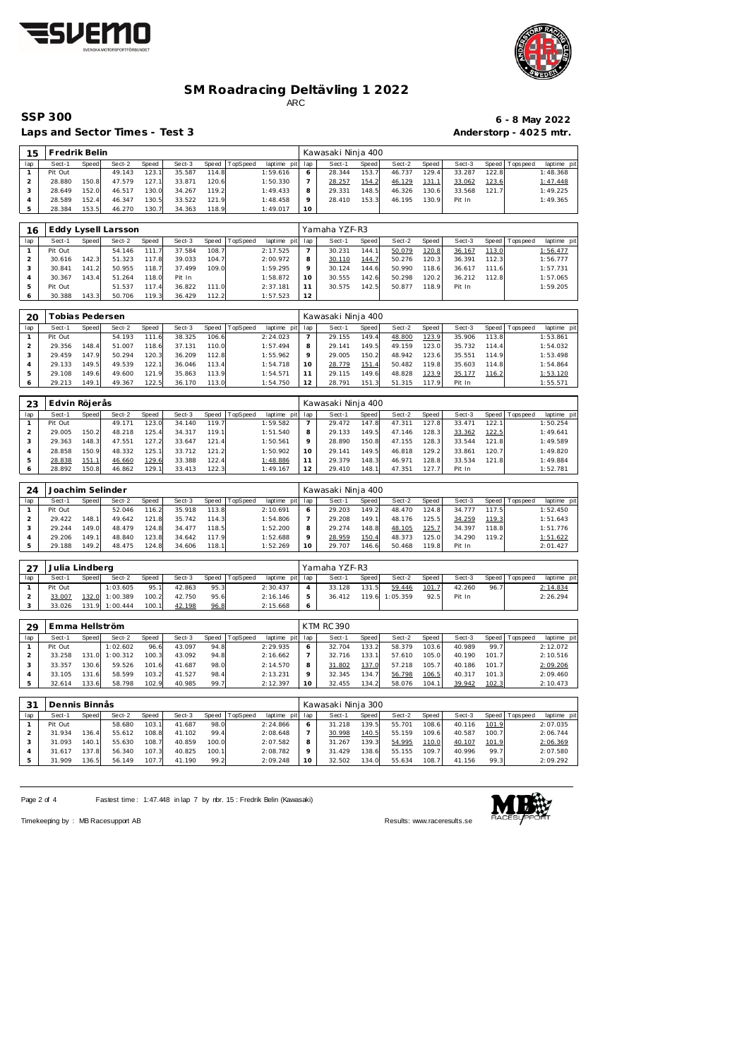# SM Roadracing Deltävling 1 2022

ARC

## SSP 300

**6 - 8 May 2022**

**Laps and Sector Times - Test 3**

**Anderstorp - 4025 mtr.**

| 15 | Fredrik Belin | | | | | | | | Kawasaki Ninja 400 | | | | | | | | |
|---|---|---|---|---|---|---|---|---|---|---|---|---|---|---|---|---|---|
| lap | Sect-1 | Speed | Sect-2 | Speed | Sect-3 | Speed | TopSpeed | laptime pit | lap | Sect-1 | Speed | Sect-2 | Speed | Sect-3 | Speed | Topspeed | laptime pit |
| 1 | Pit Out | | 49.143 | 123.1 | 35.587 | 114.8 | | 1:59.616 | 6 | 28.344 | 153.7 | 46.737 | 129.4 | 33.287 | 122.8 | | 1:48.368 |
| 2 | 28.880 | 150.8 | 47.579 | 127.1 | 33.871 | 120.6 | | 1:50.330 | 7 | 28.257 | 154.2 | 46.129 | 131.1 | 33.062 | 123.6 | | 1:47.448 |
| 3 | 28.649 | 152.0 | 46.517 | 130.0 | 34.267 | 119.2 | | 1:49.433 | 8 | 29.331 | 148.5 | 46.326 | 130.6 | 33.568 | 121.7 | | 1:49.225 |
| 4 | 28.589 | 152.4 | 46.347 | 130.5 | 33.522 | 121.9 | | 1:48.458 | 9 | 28.410 | 153.3 | 46.195 | 130.9 | Pit In | | | 1:49.365 |
| 5 | 28.384 | 153.5 | 46.270 | 130.7 | 34.363 | 118.9 | | 1:49.017 | 10 | | | | | | | | |

| 16 | Eddy Lysell Larsson | | | | | | | | Yamaha YZF-R3 | | | | | | | | |
|---|---|---|---|---|---|---|---|---|---|---|---|---|---|---|---|---|---|
| lap | Sect-1 | Speed | Sect-2 | Speed | Sect-3 | Speed | TopSpeed | laptime pit | lap | Sect-1 | Speed | Sect-2 | Speed | Sect-3 | Speed | Topspeed | laptime pit |
| 1 | Pit Out | | 54.146 | 111.7 | 37.584 | 108.7 | | 2:17.525 | 7 | 30.231 | 144.1 | 50.079 | 120.8 | 36.167 | 113.0 | | 1:56.477 |
| 2 | 30.616 | 142.3 | 51.323 | 117.8 | 39.033 | 104.7 | | 2:00.972 | 8 | 30.110 | 144.7 | 50.276 | 120.3 | 36.391 | 112.3 | | 1:56.777 |
| 3 | 30.841 | 141.2 | 50.955 | 118.7 | 37.499 | 109.0 | | 1:59.295 | 9 | 30.124 | 144.6 | 50.990 | 118.6 | 36.617 | 111.6 | | 1:57.731 |
| 4 | 30.367 | 143.4 | 51.264 | 118.0 | Pit In | | | 1:58.872 | 10 | 30.555 | 142.6 | 50.298 | 120.2 | 36.212 | 112.8 | | 1:57.065 |
| 5 | Pit Out | | 51.537 | 117.4 | 36.822 | 111.0 | | 2:37.181 | 11 | 30.575 | 142.5 | 50.877 | 118.9 | Pit In | | | 1:59.205 |
| 6 | 30.388 | 143.3 | 50.706 | 119.3 | 36.429 | 112.2 | | 1:57.523 | 12 | | | | | | | | |

| 20 | Tobias Pedersen | | | | | | | | Kawasaki Ninja 400 | | | | | | | | |
|---|---|---|---|---|---|---|---|---|---|---|---|---|---|---|---|---|---|
| lap | Sect-1 | Speed | Sect-2 | Speed | Sect-3 | Speed | TopSpeed | laptime pit | lap | Sect-1 | Speed | Sect-2 | Speed | Sect-3 | Speed | Topspeed | laptime pit |
| 1 | Pit Out | | 54.193 | 111.6 | 38.325 | 106.6 | | 2:24.023 | 7 | 29.155 | 149.4 | 48.800 | 123.9 | 35.906 | 113.8 | | 1:53.861 |
| 2 | 29.356 | 148.4 | 51.007 | 118.6 | 37.131 | 110.0 | | 1:57.494 | 8 | 29.141 | 149.5 | 49.159 | 123.0 | 35.732 | 114.4 | | 1:54.032 |
| 3 | 29.459 | 147.9 | 50.294 | 120.3 | 36.209 | 112.8 | | 1:55.962 | 9 | 29.005 | 150.2 | 48.942 | 123.6 | 35.551 | 114.9 | | 1:53.498 |
| 4 | 29.133 | 149.5 | 49.539 | 122.1 | 36.046 | 113.4 | | 1:54.718 | 10 | 28.779 | 151.4 | 50.482 | 119.8 | 35.603 | 114.8 | | 1:54.864 |
| 5 | 29.108 | 149.6 | 49.600 | 121.9 | 35.863 | 113.9 | | 1:54.571 | 11 | 29.115 | 149.6 | 48.828 | 123.9 | 35.177 | 116.2 | | 1:53.120 |
| 6 | 29.213 | 149.1 | 49.367 | 122.5 | 36.170 | 113.0 | | 1:54.750 | 12 | 28.791 | 151.3 | 51.315 | 117.9 | Pit In | | | 1:55.571 |

| 23 | Edvin Röjerås | | | | | | | | Kawasaki Ninja 400 | | | | | | | | |
|---|---|---|---|---|---|---|---|---|---|---|---|---|---|---|---|---|---|
| lap | Sect-1 | Speed | Sect-2 | Speed | Sect-3 | Speed | TopSpeed | laptime pit | lap | Sect-1 | Speed | Sect-2 | Speed | Sect-3 | Speed | Topspeed | laptime pit |
| 1 | Pit Out | | 49.171 | 123.0 | 34.140 | 119.7 | | 1:59.582 | 7 | 29.472 | 147.8 | 47.311 | 127.8 | 33.471 | 122.1 | | 1:50.254 |
| 2 | 29.005 | 150.2 | 48.218 | 125.4 | 34.317 | 119.1 | | 1:51.540 | 8 | 29.133 | 149.5 | 47.146 | 128.3 | 33.362 | 122.5 | | 1:49.641 |
| 3 | 29.363 | 148.3 | 47.551 | 127.2 | 33.647 | 121.4 | | 1:50.561 | 9 | 28.890 | 150.8 | 47.155 | 128.3 | 33.544 | 121.8 | | 1:49.589 |
| 4 | 28.858 | 150.9 | 48.332 | 125.1 | 33.712 | 121.2 | | 1:50.902 | 10 | 29.141 | 149.5 | 46.818 | 129.2 | 33.861 | 120.7 | | 1:49.820 |
| 5 | 28.838 | 151.1 | 46.660 | 129.6 | 33.388 | 122.4 | | 1:48.886 | 11 | 29.379 | 148.3 | 46.971 | 128.8 | 33.534 | 121.8 | | 1:49.884 |
| 6 | 28.892 | 150.8 | 46.862 | 129.1 | 33.413 | 122.3 | | 1:49.167 | 12 | 29.410 | 148.1 | 47.351 | 127.7 | Pit In | | | 1:52.781 |

| 24 | Joachim Selinder | | | | | | | | Kawasaki Ninja 400 | | | | | | | | |
|---|---|---|---|---|---|---|---|---|---|---|---|---|---|---|---|---|---|
| lap | Sect-1 | Speed | Sect-2 | Speed | Sect-3 | Speed | TopSpeed | laptime pit | lap | Sect-1 | Speed | Sect-2 | Speed | Sect-3 | Speed | Topspeed | laptime pit |
| 1 | Pit Out | | 52.046 | 116.2 | 35.918 | 113.8 | | 2:10.691 | 6 | 29.203 | 149.2 | 48.470 | 124.8 | 34.777 | 117.5 | | 1:52.450 |
| 2 | 29.422 | 148.1 | 49.642 | 121.8 | 35.742 | 114.3 | | 1:54.806 | 7 | 29.208 | 149.1 | 48.176 | 125.5 | 34.259 | 119.3 | | 1:51.643 |
| 3 | 29.244 | 149.0 | 48.479 | 124.8 | 34.477 | 118.5 | | 1:52.200 | 8 | 29.274 | 148.8 | 48.105 | 125.7 | 34.397 | 118.8 | | 1:51.776 |
| 4 | 29.206 | 149.1 | 48.840 | 123.8 | 34.642 | 117.9 | | 1:52.688 | 9 | 28.959 | 150.4 | 48.373 | 125.0 | 34.290 | 119.2 | | 1:51.622 |
| 5 | 29.188 | 149.2 | 48.475 | 124.8 | 34.606 | 118.1 | | 1:52.269 | 10 | 29.707 | 146.6 | 50.468 | 119.8 | Pit In | | | 2:01.427 |

| 27 | Julia Lindberg | | | | | | | | Yamaha YZF-R3 | | | | | | | | |
|---|---|---|---|---|---|---|---|---|---|---|---|---|---|---|---|---|---|
| lap | Sect-1 | Speed | Sect-2 | Speed | Sect-3 | Speed | TopSpeed | laptime pit | lap | Sect-1 | Speed | Sect-2 | Speed | Sect-3 | Speed | Topspeed | laptime pit |
| 1 | Pit Out | | 1:03.605 | 95.1 | 42.863 | 95.3 | | 2:30.437 | 4 | 33.128 | 131.5 | 59.446 | 101.7 | 42.260 | 96.7 | | 2:14.834 |
| 2 | 33.007 | 132.0 | 1:00.389 | 100.2 | 42.750 | 95.6 | | 2:16.146 | 5 | 36.412 | 119.6 | 1:05.359 | 92.5 | Pit In | | | 2:26.294 |
| 3 | 33.026 | 131.9 | 1:00.444 | 100.1 | 42.198 | 96.8 | | 2:15.668 | 6 | | | | | | | | |

| 29 | Emma Hellström | | | | | | | | KTM RC390 | | | | | | | | |
|---|---|---|---|---|---|---|---|---|---|---|---|---|---|---|---|---|---|
| lap | Sect-1 | Speed | Sect-2 | Speed | Sect-3 | Speed | TopSpeed | laptime pit | lap | Sect-1 | Speed | Sect-2 | Speed | Sect-3 | Speed | Topspeed | laptime pit |
| 1 | Pit Out | | 1:02.602 | 96.6 | 43.097 | 94.8 | | 2:29.935 | 6 | 32.704 | 133.2 | 58.379 | 103.6 | 40.989 | 99.7 | | 2:12.072 |
| 2 | 33.258 | 131.0 | 1:00.312 | 100.3 | 43.092 | 94.8 | | 2:16.662 | 7 | 32.716 | 133.1 | 57.610 | 105.0 | 40.190 | 101.7 | | 2:10.516 |
| 3 | 33.357 | 130.6 | 59.526 | 101.6 | 41.687 | 98.0 | | 2:14.570 | 8 | 31.802 | 137.0 | 57.218 | 105.7 | 40.186 | 101.7 | | 2:09.206 |
| 4 | 33.105 | 131.6 | 58.599 | 103.2 | 41.527 | 98.4 | | 2:13.231 | 9 | 32.345 | 134.7 | 56.798 | 106.5 | 40.317 | 101.3 | | 2:09.460 |
| 5 | 32.614 | 133.6 | 58.798 | 102.9 | 40.985 | 99.7 | | 2:12.397 | 10 | 32.455 | 134.2 | 58.076 | 104.1 | 39.942 | 102.3 | | 2:10.473 |

| 31 | Dennis Binnås | | | | | | | | Kawasaki Ninja 300 | | | | | | | | |
|---|---|---|---|---|---|---|---|---|---|---|---|---|---|---|---|---|---|
| lap | Sect-1 | Speed | Sect-2 | Speed | Sect-3 | Speed | TopSpeed | laptime pit | lap | Sect-1 | Speed | Sect-2 | Speed | Sect-3 | Speed | Topspeed | laptime pit |
| 1 | Pit Out | | 58.680 | 103.1 | 41.687 | 98.0 | | 2:24.866 | 6 | 31.218 | 139.5 | 55.701 | 108.6 | 40.116 | 101.9 | | 2:07.035 |
| 2 | 31.934 | 136.4 | 55.612 | 108.8 | 41.102 | 99.4 | | 2:08.648 | 7 | 30.998 | 140.5 | 55.159 | 109.6 | 40.587 | 100.7 | | 2:06.744 |
| 3 | 31.093 | 140.1 | 55.630 | 108.7 | 40.859 | 100.0 | | 2:07.582 | 8 | 31.267 | 139.3 | 54.995 | 110.0 | 40.107 | 101.9 | | 2:06.369 |
| 4 | 31.617 | 137.8 | 56.340 | 107.3 | 40.825 | 100.1 | | 2:08.782 | 9 | 31.429 | 138.6 | 55.155 | 109.7 | 40.996 | 99.7 | | 2:07.580 |
| 5 | 31.909 | 136.5 | 56.149 | 107.7 | 41.190 | 99.2 | | 2:09.248 | 10 | 32.502 | 134.0 | 55.634 | 108.7 | 41.156 | 99.3 | | 2:09.292 |

Fastest time : 1:47.448 in lap 7 by nbr. 15 : Fredrik Belin (Kawasaki)

Timekeeping by : MB Racesupport AB

Results: www.raceresults.se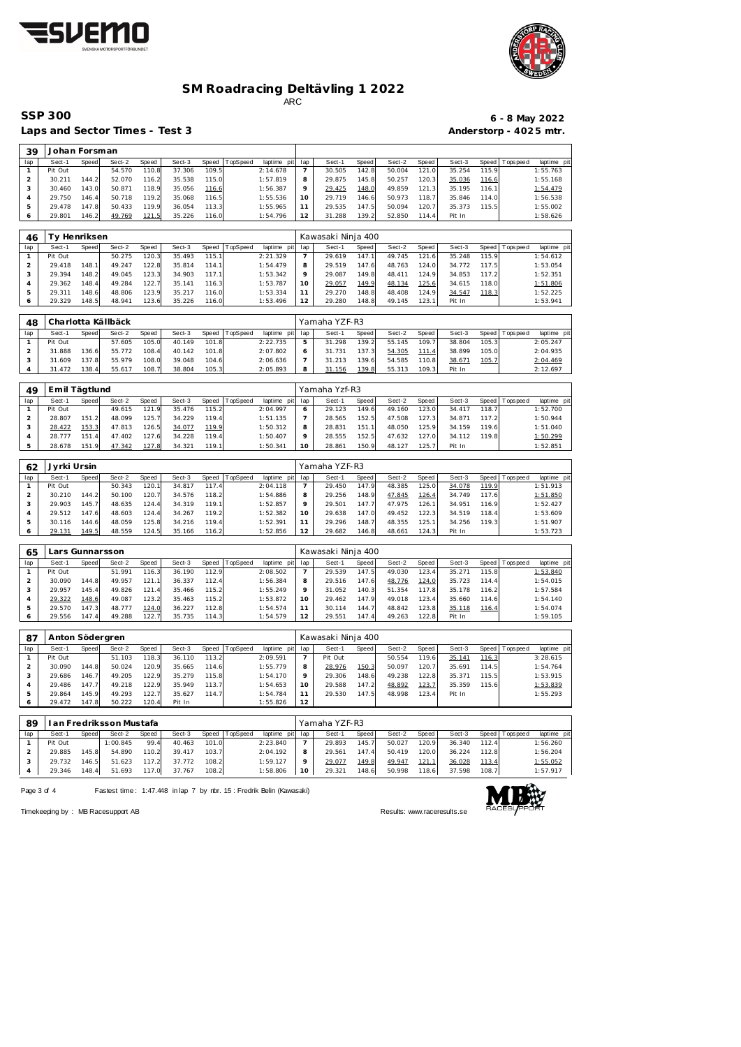# SM Roadracing Deltävling 1 2022

ARC

## SSP 300

**Laps and Sector Times - Test 3**

**6 - 8 May 2022**

**Anderstorp - 4025 mtr.**

### 39 Johan Forsman

| lap | Sect-1 | Speed | Sect-2 | Speed | Sect-3 | Speed | TopSpeed | laptime pit | lap | Sect-1 | Speed | Sect-2 | Speed | Sect-3 | Speed | Topspeed | laptime pit |
|---|---|---|---|---|---|---|---|---|---|---|---|---|---|---|---|---|---|
| 1 | Pit Out | | 54.570 | 110.8 | 37.306 | 109.5 | | 2:14.678 | 7 | 30.505 | 142.8 | 50.004 | 121.0 | 35.254 | 115.9 | | 1:55.763 |
| 2 | 30.211 | 144.2 | 52.070 | 116.2 | 35.538 | 115.0 | | 1:57.819 | 8 | 29.875 | 145.8 | 50.257 | 120.3 | 35.036 | 116.6 | | 1:55.168 |
| 3 | 30.460 | 143.0 | 50.871 | 118.9 | 35.056 | 116.6 | | 1:56.387 | 9 | 29.425 | 148.0 | 49.859 | 121.3 | 35.195 | 116.1 | | 1:54.479 |
| 4 | 29.750 | 146.4 | 50.718 | 119.2 | 35.068 | 116.5 | | 1:55.536 | 10 | 29.719 | 146.6 | 50.973 | 118.7 | 35.846 | 114.0 | | 1:56.538 |
| 5 | 29.478 | 147.8 | 50.433 | 119.9 | 36.054 | 113.3 | | 1:55.965 | 11 | 29.535 | 147.5 | 50.094 | 120.7 | 35.373 | 115.5 | | 1:55.002 |
| 6 | 29.801 | 146.2 | 49.769 | 121.5 | 35.226 | 116.0 | | 1:54.796 | 12 | 31.288 | 139.2 | 52.850 | 114.4 | Pit In | | | 1:58.626 |

### 46 Ty Henriksen — Kawasaki Ninja 400

| lap | Sect-1 | Speed | Sect-2 | Speed | Sect-3 | Speed | TopSpeed | laptime pit | lap | Sect-1 | Speed | Sect-2 | Speed | Sect-3 | Speed | Topspeed | laptime pit |
|---|---|---|---|---|---|---|---|---|---|---|---|---|---|---|---|---|---|
| 1 | Pit Out | | 50.275 | 120.3 | 35.493 | 115.1 | | 2:21.329 | 7 | 29.619 | 147.1 | 49.745 | 121.6 | 35.248 | 115.9 | | 1:54.612 |
| 2 | 29.418 | 148.1 | 49.247 | 122.8 | 35.814 | 114.1 | | 1:54.479 | 8 | 29.519 | 147.6 | 48.763 | 124.0 | 34.772 | 117.5 | | 1:53.054 |
| 3 | 29.394 | 148.2 | 49.045 | 123.3 | 34.903 | 117.1 | | 1:53.342 | 9 | 29.087 | 149.8 | 48.411 | 124.9 | 34.853 | 117.2 | | 1:52.351 |
| 4 | 29.362 | 148.4 | 49.284 | 122.7 | 35.141 | 116.3 | | 1:53.787 | 10 | 29.057 | 149.9 | 48.134 | 125.6 | 34.615 | 118.0 | | 1:51.806 |
| 5 | 29.311 | 148.6 | 48.806 | 123.9 | 35.217 | 116.0 | | 1:53.334 | 11 | 29.270 | 148.8 | 48.408 | 124.9 | 34.547 | 118.3 | | 1:52.225 |
| 6 | 29.329 | 148.5 | 48.941 | 123.6 | 35.226 | 116.0 | | 1:53.496 | 12 | 29.280 | 148.8 | 49.145 | 123.1 | Pit In | | | 1:53.941 |

### 48 Charlotta Källbäck — Yamaha YZF-R3

| lap | Sect-1 | Speed | Sect-2 | Speed | Sect-3 | Speed | TopSpeed | laptime pit | lap | Sect-1 | Speed | Sect-2 | Speed | Sect-3 | Speed | Topspeed | laptime pit |
|---|---|---|---|---|---|---|---|---|---|---|---|---|---|---|---|---|---|
| 1 | Pit Out | | 57.605 | 105.0 | 40.149 | 101.8 | | 2:22.735 | 5 | 31.298 | 139.2 | 55.145 | 109.7 | 38.804 | 105.3 | | 2:05.247 |
| 2 | 31.888 | 136.6 | 55.772 | 108.4 | 40.142 | 101.8 | | 2:07.802 | 6 | 31.731 | 137.3 | 54.305 | 111.4 | 38.899 | 105.0 | | 2:04.935 |
| 3 | 31.609 | 137.8 | 55.979 | 108.0 | 39.048 | 104.6 | | 2:06.636 | 7 | 31.213 | 139.6 | 54.585 | 110.8 | 38.671 | 105.7 | | 2:04.469 |
| 4 | 31.472 | 138.4 | 55.617 | 108.7 | 38.804 | 105.3 | | 2:05.893 | 8 | 31.156 | 139.8 | 55.313 | 109.3 | Pit In | | | 2:12.697 |

### 49 Emil Tägtlund — Yamaha Yzf-R3

| lap | Sect-1 | Speed | Sect-2 | Speed | Sect-3 | Speed | TopSpeed | laptime pit | lap | Sect-1 | Speed | Sect-2 | Speed | Sect-3 | Speed | Topspeed | laptime pit |
|---|---|---|---|---|---|---|---|---|---|---|---|---|---|---|---|---|---|
| 1 | Pit Out | | 49.615 | 121.9 | 35.476 | 115.2 | | 2:04.997 | 6 | 29.123 | 149.6 | 49.160 | 123.0 | 34.417 | 118.7 | | 1:52.700 |
| 2 | 28.807 | 151.2 | 48.099 | 125.7 | 34.229 | 119.4 | | 1:51.135 | 7 | 28.565 | 152.5 | 47.508 | 127.3 | 34.871 | 117.2 | | 1:50.944 |
| 3 | 28.422 | 153.3 | 47.813 | 126.5 | 34.077 | 119.9 | | 1:50.312 | 8 | 28.831 | 151.1 | 48.050 | 125.9 | 34.159 | 119.6 | | 1:51.040 |
| 4 | 28.777 | 151.4 | 47.402 | 127.6 | 34.228 | 119.4 | | 1:50.407 | 9 | 28.555 | 152.5 | 47.632 | 127.0 | 34.112 | 119.8 | | 1:50.299 |
| 5 | 28.678 | 151.9 | 47.342 | 127.8 | 34.321 | 119.1 | | 1:50.341 | 10 | 28.861 | 150.9 | 48.127 | 125.7 | Pit In | | | 1:52.851 |

### 62 Jyrki Ursin — Yamaha YZF-R3

| lap | Sect-1 | Speed | Sect-2 | Speed | Sect-3 | Speed | TopSpeed | laptime pit | lap | Sect-1 | Speed | Sect-2 | Speed | Sect-3 | Speed | Topspeed | laptime pit |
|---|---|---|---|---|---|---|---|---|---|---|---|---|---|---|---|---|---|
| 1 | Pit Out | | 50.343 | 120.1 | 34.817 | 117.4 | | 2:04.118 | 7 | 29.450 | 147.9 | 48.385 | 125.0 | 34.078 | 119.9 | | 1:51.913 |
| 2 | 30.210 | 144.2 | 50.100 | 120.7 | 34.576 | 118.2 | | 1:54.886 | 8 | 29.256 | 148.9 | 47.845 | 126.4 | 34.749 | 117.6 | | 1:51.850 |
| 3 | 29.903 | 145.7 | 48.635 | 124.4 | 34.319 | 119.1 | | 1:52.857 | 9 | 29.501 | 147.7 | 47.975 | 126.1 | 34.951 | 116.9 | | 1:52.427 |
| 4 | 29.512 | 147.6 | 48.603 | 124.4 | 34.267 | 119.2 | | 1:52.382 | 10 | 29.638 | 147.0 | 49.452 | 122.3 | 34.519 | 118.4 | | 1:53.609 |
| 5 | 30.116 | 144.6 | 48.059 | 125.8 | 34.216 | 119.4 | | 1:52.391 | 11 | 29.296 | 148.7 | 48.355 | 125.1 | 34.256 | 119.3 | | 1:51.907 |
| 6 | 29.131 | 149.5 | 48.559 | 124.5 | 35.166 | 116.2 | | 1:52.856 | 12 | 29.682 | 146.8 | 48.661 | 124.3 | Pit In | | | 1:53.723 |

### 65 Lars Gunnarsson — Kawasaki Ninja 400

| lap | Sect-1 | Speed | Sect-2 | Speed | Sect-3 | Speed | TopSpeed | laptime pit | lap | Sect-1 | Speed | Sect-2 | Speed | Sect-3 | Speed | Topspeed | laptime pit |
|---|---|---|---|---|---|---|---|---|---|---|---|---|---|---|---|---|---|
| 1 | Pit Out | | 51.991 | 116.3 | 36.190 | 112.9 | | 2:08.502 | 7 | 29.539 | 147.5 | 49.030 | 123.4 | 35.271 | 115.8 | | 1:53.840 |
| 2 | 30.090 | 144.8 | 49.957 | 121.1 | 36.337 | 112.4 | | 1:56.384 | 8 | 29.516 | 147.6 | 48.776 | 124.0 | 35.723 | 114.4 | | 1:54.015 |
| 3 | 29.957 | 145.4 | 49.826 | 121.4 | 35.466 | 115.2 | | 1:55.249 | 9 | 31.052 | 140.3 | 51.354 | 117.8 | 35.178 | 116.2 | | 1:57.584 |
| 4 | 29.322 | 148.6 | 49.087 | 123.2 | 35.463 | 115.2 | | 1:53.872 | 10 | 29.462 | 147.9 | 49.018 | 123.4 | 35.660 | 114.6 | | 1:54.140 |
| 5 | 29.570 | 147.3 | 48.777 | 124.0 | 36.227 | 112.8 | | 1:54.574 | 11 | 30.114 | 144.7 | 48.842 | 123.8 | 35.118 | 116.4 | | 1:54.074 |
| 6 | 29.556 | 147.4 | 49.288 | 122.7 | 35.735 | 114.3 | | 1:54.579 | 12 | 29.551 | 147.4 | 49.263 | 122.8 | Pit In | | | 1:59.105 |

### 87 Anton Södergren — Kawasaki Ninja 400

| lap | Sect-1 | Speed | Sect-2 | Speed | Sect-3 | Speed | TopSpeed | laptime pit | lap | Sect-1 | Speed | Sect-2 | Speed | Sect-3 | Speed | Topspeed | laptime pit |
|---|---|---|---|---|---|---|---|---|---|---|---|---|---|---|---|---|---|
| 1 | Pit Out | | 51.103 | 118.3 | 36.110 | 113.2 | | 2:09.591 | 7 | Pit Out | | 50.554 | 119.6 | 35.141 | 116.3 | | 3:28.615 |
| 2 | 30.090 | 144.8 | 50.024 | 120.9 | 35.665 | 114.6 | | 1:55.779 | 8 | 28.976 | 150.3 | 50.097 | 120.7 | 35.691 | 114.5 | | 1:54.764 |
| 3 | 29.686 | 146.7 | 49.205 | 122.9 | 35.279 | 115.8 | | 1:54.170 | 9 | 29.306 | 148.6 | 49.238 | 122.8 | 35.371 | 115.5 | | 1:53.915 |
| 4 | 29.486 | 147.7 | 49.218 | 122.9 | 35.949 | 113.7 | | 1:54.653 | 10 | 29.588 | 147.2 | 48.892 | 123.7 | 35.359 | 115.6 | | 1:53.839 |
| 5 | 29.864 | 145.9 | 49.293 | 122.7 | 35.627 | 114.7 | | 1:54.784 | 11 | 29.530 | 147.5 | 48.998 | 123.4 | Pit In | | | 1:55.293 |
| 6 | 29.472 | 147.8 | 50.222 | 120.4 | Pit In | | | 1:55.826 | 12 | | | | | | | | |

### 89 Ian Fredriksson Mustafa — Yamaha YZF-R3

| lap | Sect-1 | Speed | Sect-2 | Speed | Sect-3 | Speed | TopSpeed | laptime pit | lap | Sect-1 | Speed | Sect-2 | Speed | Sect-3 | Speed | Topspeed | laptime pit |
|---|---|---|---|---|---|---|---|---|---|---|---|---|---|---|---|---|---|
| 1 | Pit Out | | 1:00.845 | 99.4 | 40.463 | 101.0 | | 2:23.840 | 7 | 29.893 | 145.7 | 50.027 | 120.9 | 36.340 | 112.4 | | 1:56.260 |
| 2 | 29.885 | 145.8 | 54.890 | 110.2 | 39.417 | 103.7 | | 2:04.192 | 8 | 29.561 | 147.4 | 50.419 | 120.0 | 36.224 | 112.8 | | 1:56.204 |
| 3 | 29.732 | 146.5 | 51.623 | 117.2 | 37.772 | 108.2 | | 1:59.127 | 9 | 29.077 | 149.8 | 49.947 | 121.1 | 36.028 | 113.4 | | 1:55.052 |
| 4 | 29.346 | 148.4 | 51.693 | 117.0 | 37.767 | 108.2 | | 1:58.806 | 10 | 29.321 | 148.6 | 50.998 | 118.6 | 37.598 | 108.7 | | 1:57.917 |

Fastest time : 1:47.448 in lap 7 by nbr. 15 : Fredrik Belin (Kawasaki)

Timekeeping by : MB Racesupport AB

Results: www.raceresults.se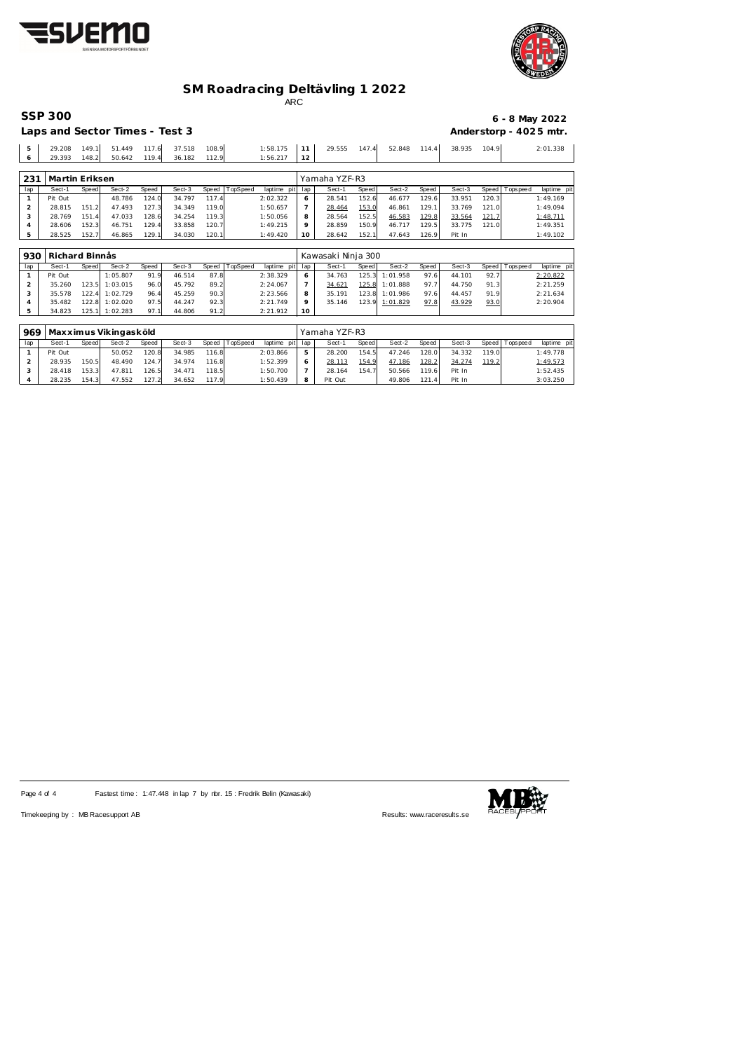# SM Roadracing Deltävling 1 2022

ARC

## SSP 300

6 - 8 May 2022

### Laps and Sector Times - Test 3

Anderstorp - 4025 mtr.

| lap | Sect-1 | Speed | Sect-2 | Speed | Sect-3 | Speed | TopSpeed | laptime pit | lap | Sect-1 | Speed | Sect-2 | Speed | Sect-3 | Speed | Topspeed | laptime pit |
|---|---|---|---|---|---|---|---|---|---|---|---|---|---|---|---|---|---|
| 5 | 29.208 | 149.1 | 51.449 | 117.6 | 37.518 | 108.9 | | 1:58.175 | 11 | 29.555 | 147.4 | 52.848 | 114.4 | 38.935 | 104.9 | | 2:01.338 |
| 6 | 29.393 | 148.2 | 50.642 | 119.4 | 36.182 | 112.9 | | 1:56.217 | 12 | | | | | | | | |

**231 Martin Eriksen** — Yamaha YZF-R3

| lap | Sect-1 | Speed | Sect-2 | Speed | Sect-3 | Speed | TopSpeed | laptime pit | lap | Sect-1 | Speed | Sect-2 | Speed | Sect-3 | Speed | Topspeed | laptime pit |
|---|---|---|---|---|---|---|---|---|---|---|---|---|---|---|---|---|---|
| 1 | Pit Out | | 48.786 | 124.0 | 34.797 | 117.4 | | 2:02.322 | 6 | 28.541 | 152.6 | 46.677 | 129.6 | 33.951 | 120.3 | | 1:49.169 |
| 2 | 28.815 | 151.2 | 47.493 | 127.3 | 34.349 | 119.0 | | 1:50.657 | 7 | 28.464 | 153.0 | 46.861 | 129.1 | 33.769 | 121.0 | | 1:49.094 |
| 3 | 28.769 | 151.4 | 47.033 | 128.6 | 34.254 | 119.3 | | 1:50.056 | 8 | 28.564 | 152.5 | 46.583 | 129.8 | 33.564 | 121.7 | | 1:48.711 |
| 4 | 28.606 | 152.3 | 46.751 | 129.4 | 33.858 | 120.7 | | 1:49.215 | 9 | 28.859 | 150.9 | 46.717 | 129.5 | 33.775 | 121.0 | | 1:49.351 |
| 5 | 28.525 | 152.7 | 46.865 | 129.1 | 34.030 | 120.1 | | 1:49.420 | 10 | 28.642 | 152.1 | 47.643 | 126.9 | Pit In | | | 1:49.102 |

**930 Richard Binnås** — Kawasaki Ninja 300

| lap | Sect-1 | Speed | Sect-2 | Speed | Sect-3 | Speed | TopSpeed | laptime pit | lap | Sect-1 | Speed | Sect-2 | Speed | Sect-3 | Speed | Topspeed | laptime pit |
|---|---|---|---|---|---|---|---|---|---|---|---|---|---|---|---|---|---|
| 1 | Pit Out | | 1:05.807 | 91.9 | 46.514 | 87.8 | | 2:38.329 | 6 | 34.763 | 125.3 | 1:01.958 | 97.6 | 44.101 | 92.7 | | 2:20.822 |
| 2 | 35.260 | 123.5 | 1:03.015 | 96.0 | 45.792 | 89.2 | | 2:24.067 | 7 | 34.621 | 125.8 | 1:01.888 | 97.7 | 44.750 | 91.3 | | 2:21.259 |
| 3 | 35.578 | 122.4 | 1:02.729 | 96.4 | 45.259 | 90.3 | | 2:23.566 | 8 | 35.191 | 123.8 | 1:01.986 | 97.6 | 44.457 | 91.9 | | 2:21.634 |
| 4 | 35.482 | 122.8 | 1:02.020 | 97.5 | 44.247 | 92.3 | | 2:21.749 | 9 | 35.146 | 123.9 | 1:01.829 | 97.8 | 43.929 | 93.0 | | 2:20.904 |
| 5 | 34.823 | 125.1 | 1:02.283 | 97.1 | 44.806 | 91.2 | | 2:21.912 | 10 | | | | | | | | |

**969 Maxximus Vikingasköld** — Yamaha YZF-R3

| lap | Sect-1 | Speed | Sect-2 | Speed | Sect-3 | Speed | TopSpeed | laptime pit | lap | Sect-1 | Speed | Sect-2 | Speed | Sect-3 | Speed | Topspeed | laptime pit |
|---|---|---|---|---|---|---|---|---|---|---|---|---|---|---|---|---|---|
| 1 | Pit Out | | 50.052 | 120.8 | 34.985 | 116.8 | | 2:03.866 | 5 | 28.200 | 154.5 | 47.246 | 128.0 | 34.332 | 119.0 | | 1:49.778 |
| 2 | 28.935 | 150.5 | 48.490 | 124.7 | 34.974 | 116.8 | | 1:52.399 | 6 | 28.113 | 154.9 | 47.186 | 128.2 | 34.274 | 119.2 | | 1:49.573 |
| 3 | 28.418 | 153.3 | 47.811 | 126.5 | 34.471 | 118.5 | | 1:50.700 | 7 | 28.164 | 154.7 | 50.566 | 119.6 | Pit In | | | 1:52.435 |
| 4 | 28.235 | 154.3 | 47.552 | 127.2 | 34.652 | 117.9 | | 1:50.439 | 8 | Pit Out | | 49.806 | 121.4 | Pit In | | | 3:03.250 |

Fastest time : 1:47.448 in lap 7 by nbr. 15 : Fredrik Belin (Kawasaki)

Timekeeping by : MB Racesupport AB

Results: www.raceresults.se